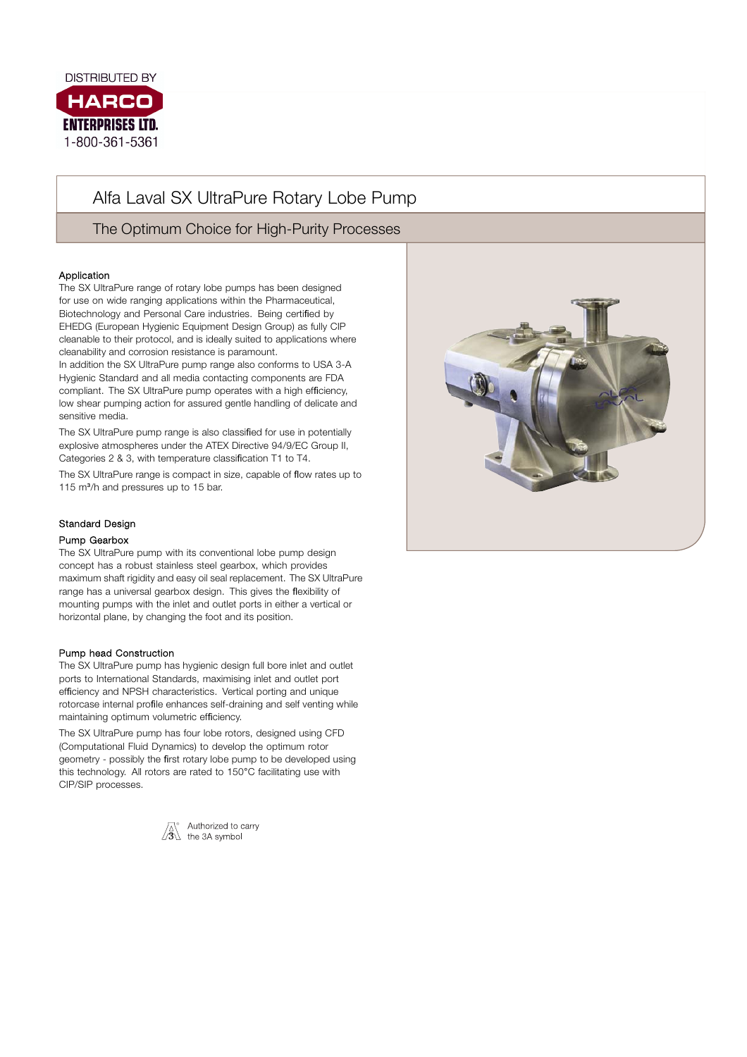DISTRIBUTED BY

HARCO ENTERPRISES LTD.

1-800-361-5361

# Alfa Laval SX UltraPure Rotary Lobe Pump

## The Optimum Choice for High-Purity Processes

### Application

The SX UltraPure range of rotary lobe pumps has been designed for use on wide ranging applications within the Pharmaceutical, Biotechnology and Personal Care industries. Being certified by EHEDG (European Hygienic Equipment Design Group) as fully CIP cleanable to their protocol, and is ideally suited to applications where cleanability and corrosion resistance is paramount.

In addition the SX UltraPure pump range also conforms to USA 3-A Hygienic Standard and all media contacting components are FDA compliant. The SX UltraPure pump operates with a high efficiency, low shear pumping action for assured gentle handling of delicate and sensitive media.

The SX UltraPure pump range is also classified for use in potentially explosive atmospheres under the ATEX Directive 94/9/EC Group II, Categories 2 & 3, with temperature classification T1 to T4.

The SX UltraPure range is compact in size, capable of flow rates up to 115 $m^3$/h and pressures up to 15 bar.

### Standard Design

#### Pump Gearbox

The SX UltraPure pump with its conventional lobe pump design concept has a robust stainless steel gearbox, which provides maximum shaft rigidity and easy oil seal replacement. The SX UltraPure range has a universal gearbox design. This gives the flexibility of mounting pumps with the inlet and outlet ports in either a vertical or horizontal plane, by changing the foot and its position.

#### Pump head Construction

The SX UltraPure pump has hygienic design full bore inlet and outlet ports to International Standards, maximising inlet and outlet port efficiency and NPSH characteristics. Vertical porting and unique rotorcase internal profile enhances self-draining and self venting while maintaining optimum volumetric efficiency.

The SX UltraPure pump has four lobe rotors, designed using CFD (Computational Fluid Dynamics) to develop the optimum rotor geometry - possibly the first rotary lobe pump to be developed using this technology. All rotors are rated to 150°C facilitating use with CIP/SIP processes.

Authorized to carry the 3A symbol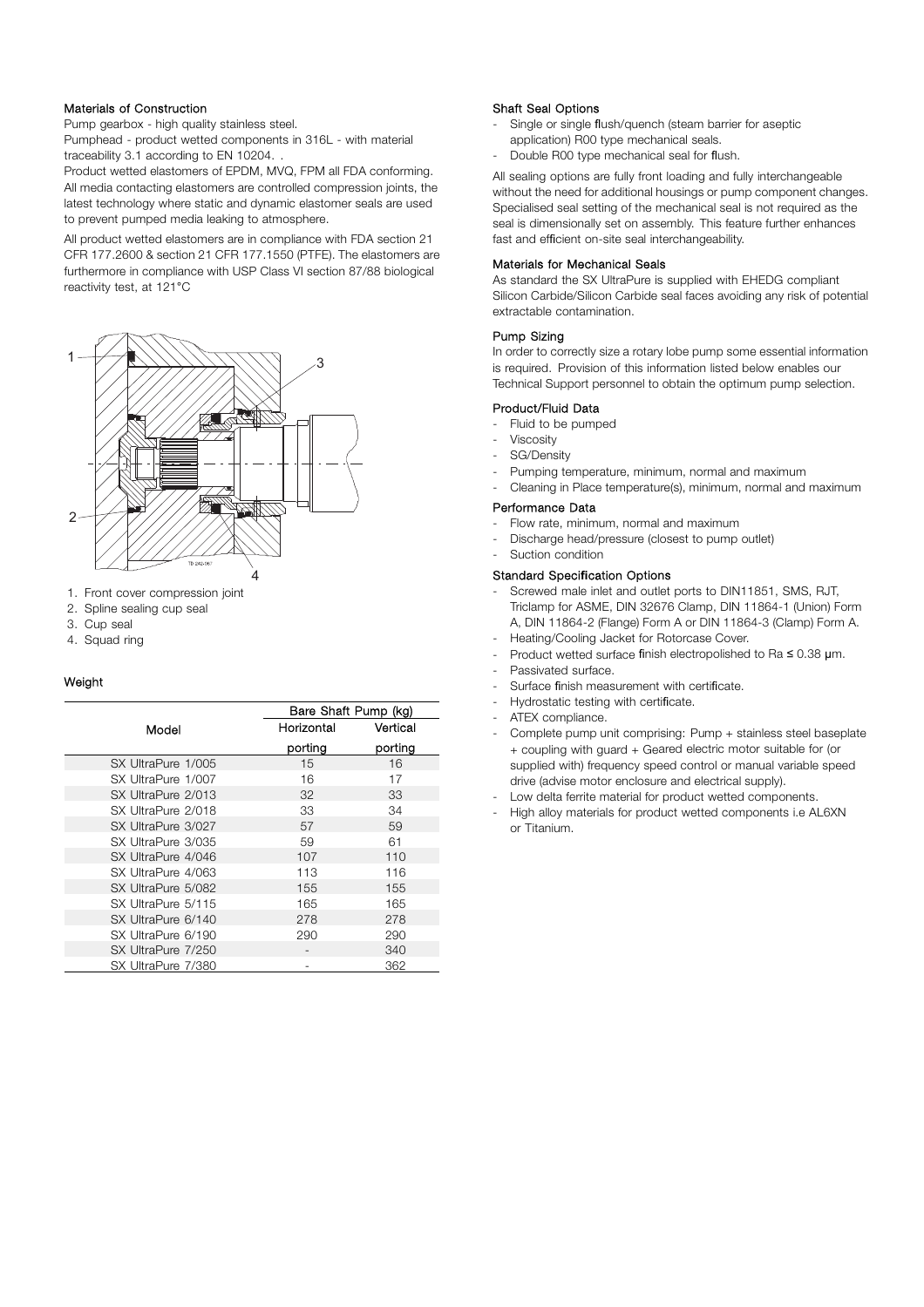### Materials of Construction

Pump gearbox - high quality stainless steel.

Pumphead - product wetted components in 316L - with material traceability 3.1 according to EN 10204. .

Product wetted elastomers of EPDM, MVQ, FPM all FDA conforming.

All media contacting elastomers are controlled compression joints, the latest technology where static and dynamic elastomer seals are used to prevent pumped media leaking to atmosphere.

All product wetted elastomers are in compliance with FDA section 21 CFR 177.2600 & section 21 CFR 177.1550 (PTFE). The elastomers are furthermore in compliance with USP Class VI section 87/88 biological reactivity test, at 121°C

1. Front cover compression joint
2. Spline sealing cup seal
3. Cup seal
4. Squad ring

### Weight

| Model | Bare Shaft Pump (kg) | |
|---|---|---|
| | Horizontal porting | Vertical porting |
| SX UltraPure 1/005 | 15 | 16 |
| SX UltraPure 1/007 | 16 | 17 |
| SX UltraPure 2/013 | 32 | 33 |
| SX UltraPure 2/018 | 33 | 34 |
| SX UltraPure 3/027 | 57 | 59 |
| SX UltraPure 3/035 | 59 | 61 |
| SX UltraPure 4/046 | 107 | 110 |
| SX UltraPure 4/063 | 113 | 116 |
| SX UltraPure 5/082 | 155 | 155 |
| SX UltraPure 5/115 | 165 | 165 |
| SX UltraPure 6/140 | 278 | 278 |
| SX UltraPure 6/190 | 290 | 290 |
| SX UltraPure 7/250 | - | 340 |
| SX UltraPure 7/380 | - | 362 |

### Shaft Seal Options

- Single or single flush/quench (steam barrier for aseptic application) R00 type mechanical seals.
- Double R00 type mechanical seal for flush.

All sealing options are fully front loading and fully interchangeable without the need for additional housings or pump component changes. Specialised seal setting of the mechanical seal is not required as the seal is dimensionally set on assembly. This feature further enhances fast and efficient on-site seal interchangeability.

### Materials for Mechanical Seals

As standard the SX UltraPure is supplied with EHEDG compliant Silicon Carbide/Silicon Carbide seal faces avoiding any risk of potential extractable contamination.

### Pump Sizing

In order to correctly size a rotary lobe pump some essential information is required. Provision of this information listed below enables our Technical Support personnel to obtain the optimum pump selection.

### Product/Fluid Data

- Fluid to be pumped
- Viscosity
- SG/Density
- Pumping temperature, minimum, normal and maximum
- Cleaning in Place temperature(s), minimum, normal and maximum

### Performance Data

- Flow rate, minimum, normal and maximum
- Discharge head/pressure (closest to pump outlet)
- Suction condition

### Standard Specification Options

- Screwed male inlet and outlet ports to DIN11851, SMS, RJT, Triclamp for ASME, DIN 32676 Clamp, DIN 11864-1 (Union) Form A, DIN 11864-2 (Flange) Form A or DIN 11864-3 (Clamp) Form A.
- Heating/Cooling Jacket for Rotorcase Cover.
- Product wetted surface finish electropolished to Ra ≤ 0.38 μm.
- Passivated surface.
- Surface finish measurement with certificate.
- Hydrostatic testing with certificate.
- ATEX compliance.
- Complete pump unit comprising: Pump + stainless steel baseplate + coupling with guard + Geared electric motor suitable for (or supplied with) frequency speed control or manual variable speed drive (advise motor enclosure and electrical supply).
- Low delta ferrite material for product wetted components.
- High alloy materials for product wetted components i.e AL6XN or Titanium.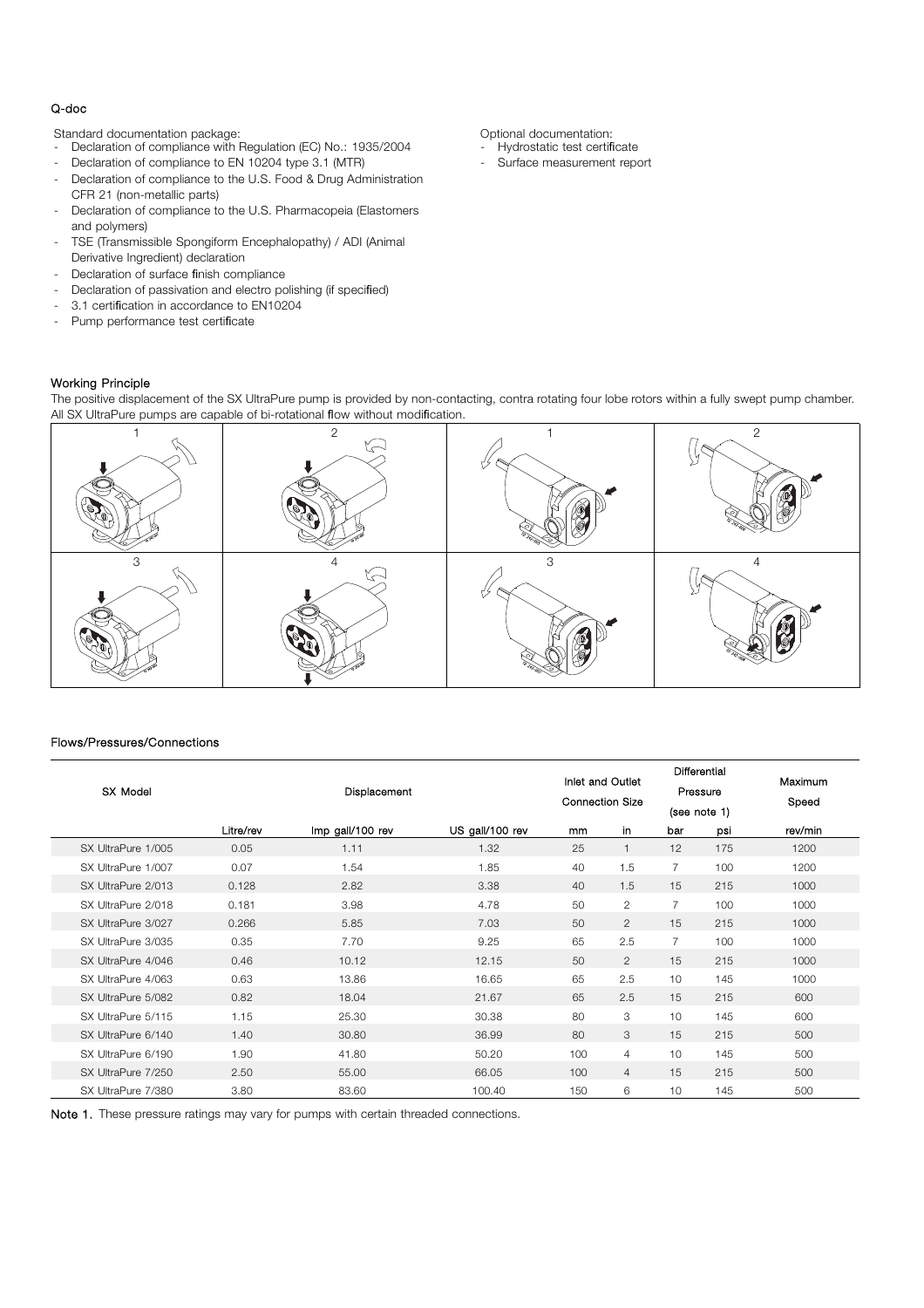### Q-doc

Standard documentation package:

- Declaration of compliance with Regulation (EC) No.: 1935/2004
- Declaration of compliance to EN 10204 type 3.1 (MTR)
- Declaration of compliance to the U.S. Food & Drug Administration CFR 21 (non-metallic parts)
- Declaration of compliance to the U.S. Pharmacopeia (Elastomers and polymers)
- TSE (Transmissible Spongiform Encephalopathy) / ADI (Animal Derivative Ingredient) declaration
- Declaration of surface finish compliance
- Declaration of passivation and electro polishing (if specified)
- 3.1 certification in accordance to EN10204
- Pump performance test certificate

Optional documentation:

- Hydrostatic test certificate
- Surface measurement report

### Working Principle

The positive displacement of the SX UltraPure pump is provided by non-contacting, contra rotating four lobe rotors within a fully swept pump chamber. All SX UltraPure pumps are capable of bi-rotational flow without modification.

### Flows/Pressures/Connections

| SX Model | Displacement | | | Inlet and Outlet Connection Size | | Differential Pressure (see note 1) | | Maximum Speed |
|---|---|---|---|---|---|---|---|---|
| | Litre/rev | Imp gall/100 rev | US gall/100 rev | mm | in | bar | psi | rev/min |
| SX UltraPure 1/005 | 0.05 | 1.11 | 1.32 | 25 | 1 | 12 | 175 | 1200 |
| SX UltraPure 1/007 | 0.07 | 1.54 | 1.85 | 40 | 1.5 | 7 | 100 | 1200 |
| SX UltraPure 2/013 | 0.128 | 2.82 | 3.38 | 40 | 1.5 | 15 | 215 | 1000 |
| SX UltraPure 2/018 | 0.181 | 3.98 | 4.78 | 50 | 2 | 7 | 100 | 1000 |
| SX UltraPure 3/027 | 0.266 | 5.85 | 7.03 | 50 | 2 | 15 | 215 | 1000 |
| SX UltraPure 3/035 | 0.35 | 7.70 | 9.25 | 65 | 2.5 | 7 | 100 | 1000 |
| SX UltraPure 4/046 | 0.46 | 10.12 | 12.15 | 50 | 2 | 15 | 215 | 1000 |
| SX UltraPure 4/063 | 0.63 | 13.86 | 16.65 | 65 | 2.5 | 10 | 145 | 1000 |
| SX UltraPure 5/082 | 0.82 | 18.04 | 21.67 | 65 | 2.5 | 15 | 215 | 600 |
| SX UltraPure 5/115 | 1.15 | 25.30 | 30.38 | 80 | 3 | 10 | 145 | 600 |
| SX UltraPure 6/140 | 1.40 | 30.80 | 36.99 | 80 | 3 | 15 | 215 | 500 |
| SX UltraPure 6/190 | 1.90 | 41.80 | 50.20 | 100 | 4 | 10 | 145 | 500 |
| SX UltraPure 7/250 | 2.50 | 55.00 | 66.05 | 100 | 4 | 15 | 215 | 500 |
| SX UltraPure 7/380 | 3.80 | 83.60 | 100.40 | 150 | 6 | 10 | 145 | 500 |

**Note 1.** These pressure ratings may vary for pumps with certain threaded connections.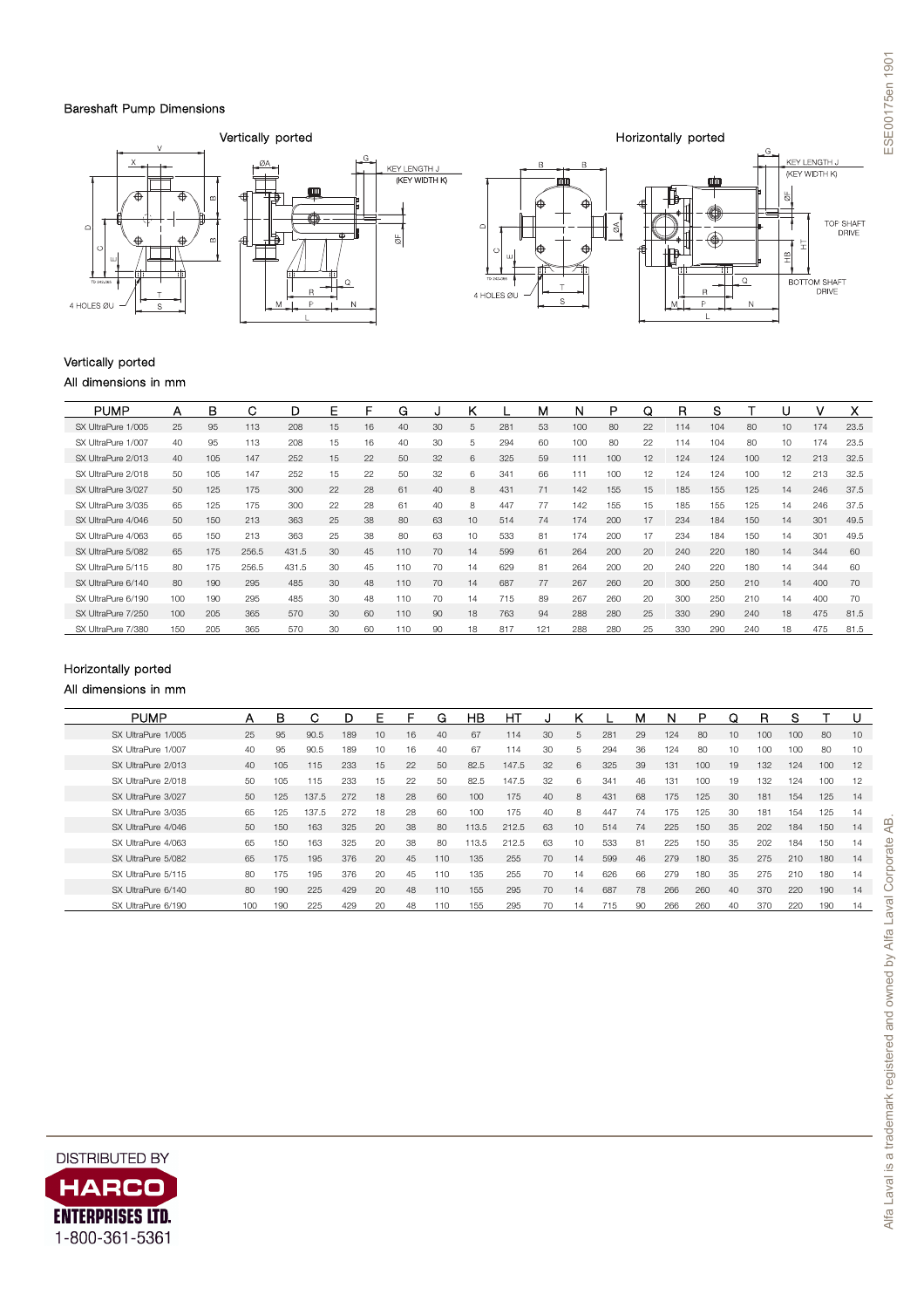Bareshaft Pump Dimensions

Vertically ported

Horizontally ported

V
X
ØA
G
KEY LENGTH J
(KEY WIDTH K)
B
B
D
C
E
ØF
Q
R
M
P
N
L
T
S
4 HOLES ØU

B
B
G
KEY LENGTH J
(KEY WIDTH K)
ØA
ØF
D
C
E
TOP SHAFT DRIVE
HT
HB
Q
BOTTOM SHAFT DRIVE
T
R
M
P
N
S
L
4 HOLES ØU

Vertically ported

All dimensions in mm

| PUMP | A | B | C | D | E | F | G | J | K | L | M | N | P | Q | R | S | T | U | V | X |
|---|---|---|---|---|---|---|---|---|---|---|---|---|---|---|---|---|---|---|---|---|
| SX UltraPure 1/005 | 25 | 95 | 113 | 208 | 15 | 16 | 40 | 30 | 5 | 281 | 53 | 100 | 80 | 22 | 114 | 104 | 80 | 10 | 174 | 23.5 |
| SX UltraPure 1/007 | 40 | 95 | 113 | 208 | 15 | 16 | 40 | 30 | 5 | 294 | 60 | 100 | 80 | 22 | 114 | 104 | 80 | 10 | 174 | 23.5 |
| SX UltraPure 2/013 | 40 | 105 | 147 | 252 | 15 | 22 | 50 | 32 | 6 | 325 | 59 | 111 | 100 | 12 | 124 | 124 | 100 | 12 | 213 | 32.5 |
| SX UltraPure 2/018 | 50 | 105 | 147 | 252 | 15 | 22 | 50 | 32 | 6 | 341 | 66 | 111 | 100 | 12 | 124 | 124 | 100 | 12 | 213 | 32.5 |
| SX UltraPure 3/027 | 50 | 125 | 175 | 300 | 22 | 28 | 61 | 40 | 8 | 431 | 71 | 142 | 155 | 15 | 185 | 155 | 125 | 14 | 246 | 37.5 |
| SX UltraPure 3/035 | 65 | 125 | 175 | 300 | 22 | 28 | 61 | 40 | 8 | 447 | 77 | 142 | 155 | 15 | 185 | 155 | 125 | 14 | 246 | 37.5 |
| SX UltraPure 4/046 | 50 | 150 | 213 | 363 | 25 | 38 | 80 | 63 | 10 | 514 | 74 | 174 | 200 | 17 | 234 | 184 | 150 | 14 | 301 | 49.5 |
| SX UltraPure 4/063 | 65 | 150 | 213 | 363 | 25 | 38 | 80 | 63 | 10 | 533 | 81 | 174 | 200 | 17 | 234 | 184 | 150 | 14 | 301 | 49.5 |
| SX UltraPure 5/082 | 65 | 175 | 256.5 | 431.5 | 30 | 45 | 110 | 70 | 14 | 599 | 61 | 264 | 200 | 20 | 240 | 220 | 180 | 14 | 344 | 60 |
| SX UltraPure 5/115 | 80 | 175 | 256.5 | 431.5 | 30 | 45 | 110 | 70 | 14 | 629 | 81 | 264 | 200 | 20 | 240 | 220 | 180 | 14 | 344 | 60 |
| SX UltraPure 6/140 | 80 | 190 | 295 | 485 | 30 | 48 | 110 | 70 | 14 | 687 | 77 | 267 | 260 | 20 | 300 | 250 | 210 | 14 | 400 | 70 |
| SX UltraPure 6/190 | 100 | 190 | 295 | 485 | 30 | 48 | 110 | 70 | 14 | 715 | 89 | 267 | 260 | 20 | 300 | 250 | 210 | 14 | 400 | 70 |
| SX UltraPure 7/250 | 100 | 205 | 365 | 570 | 30 | 60 | 110 | 90 | 18 | 763 | 94 | 288 | 280 | 25 | 330 | 290 | 240 | 18 | 475 | 81.5 |
| SX UltraPure 7/380 | 150 | 205 | 365 | 570 | 30 | 60 | 110 | 90 | 18 | 817 | 121 | 288 | 280 | 25 | 330 | 290 | 240 | 18 | 475 | 81.5 |

Horizontally ported

All dimensions in mm

| PUMP | A | B | C | D | E | F | G | HB | HT | J | K | L | M | N | P | Q | R | S | T | U |
|---|---|---|---|---|---|---|---|---|---|---|---|---|---|---|---|---|---|---|---|---|
| SX UltraPure 1/005 | 25 | 95 | 90.5 | 189 | 10 | 16 | 40 | 67 | 114 | 30 | 5 | 281 | 29 | 124 | 80 | 10 | 100 | 100 | 80 | 10 |
| SX UltraPure 1/007 | 40 | 95 | 90.5 | 189 | 10 | 16 | 40 | 67 | 114 | 30 | 5 | 294 | 36 | 124 | 80 | 10 | 100 | 100 | 80 | 10 |
| SX UltraPure 2/013 | 40 | 105 | 115 | 233 | 15 | 22 | 50 | 82.5 | 147.5 | 32 | 6 | 325 | 39 | 131 | 100 | 19 | 132 | 124 | 100 | 12 |
| SX UltraPure 2/018 | 50 | 105 | 115 | 233 | 15 | 22 | 50 | 82.5 | 147.5 | 32 | 6 | 341 | 46 | 131 | 100 | 19 | 132 | 124 | 100 | 12 |
| SX UltraPure 3/027 | 50 | 125 | 137.5 | 272 | 18 | 28 | 60 | 100 | 175 | 40 | 8 | 431 | 68 | 175 | 125 | 30 | 181 | 154 | 125 | 14 |
| SX UltraPure 3/035 | 65 | 125 | 137.5 | 272 | 18 | 28 | 60 | 100 | 175 | 40 | 8 | 447 | 74 | 175 | 125 | 30 | 181 | 154 | 125 | 14 |
| SX UltraPure 4/046 | 50 | 150 | 163 | 325 | 20 | 38 | 80 | 113.5 | 212.5 | 63 | 10 | 514 | 74 | 225 | 150 | 35 | 202 | 184 | 150 | 14 |
| SX UltraPure 4/063 | 65 | 150 | 163 | 325 | 20 | 38 | 80 | 113.5 | 212.5 | 63 | 10 | 533 | 81 | 225 | 150 | 35 | 202 | 184 | 150 | 14 |
| SX UltraPure 5/082 | 65 | 175 | 195 | 376 | 20 | 45 | 110 | 135 | 255 | 70 | 14 | 599 | 46 | 279 | 180 | 35 | 275 | 210 | 180 | 14 |
| SX UltraPure 5/115 | 80 | 175 | 195 | 376 | 20 | 45 | 110 | 135 | 255 | 70 | 14 | 626 | 66 | 279 | 180 | 35 | 275 | 210 | 180 | 14 |
| SX UltraPure 6/140 | 80 | 190 | 225 | 429 | 20 | 48 | 110 | 155 | 295 | 70 | 14 | 687 | 78 | 266 | 260 | 40 | 370 | 220 | 190 | 14 |
| SX UltraPure 6/190 | 100 | 190 | 225 | 429 | 20 | 48 | 110 | 155 | 295 | 70 | 14 | 715 | 90 | 266 | 260 | 40 | 370 | 220 | 190 | 14 |

DISTRIBUTED BY
HARCO ENTERPRISES LTD.
1-800-361-5361

Alfa Laval is a trademark registered and owned by Alfa Laval Corporate AB.

ESE00175en 1901